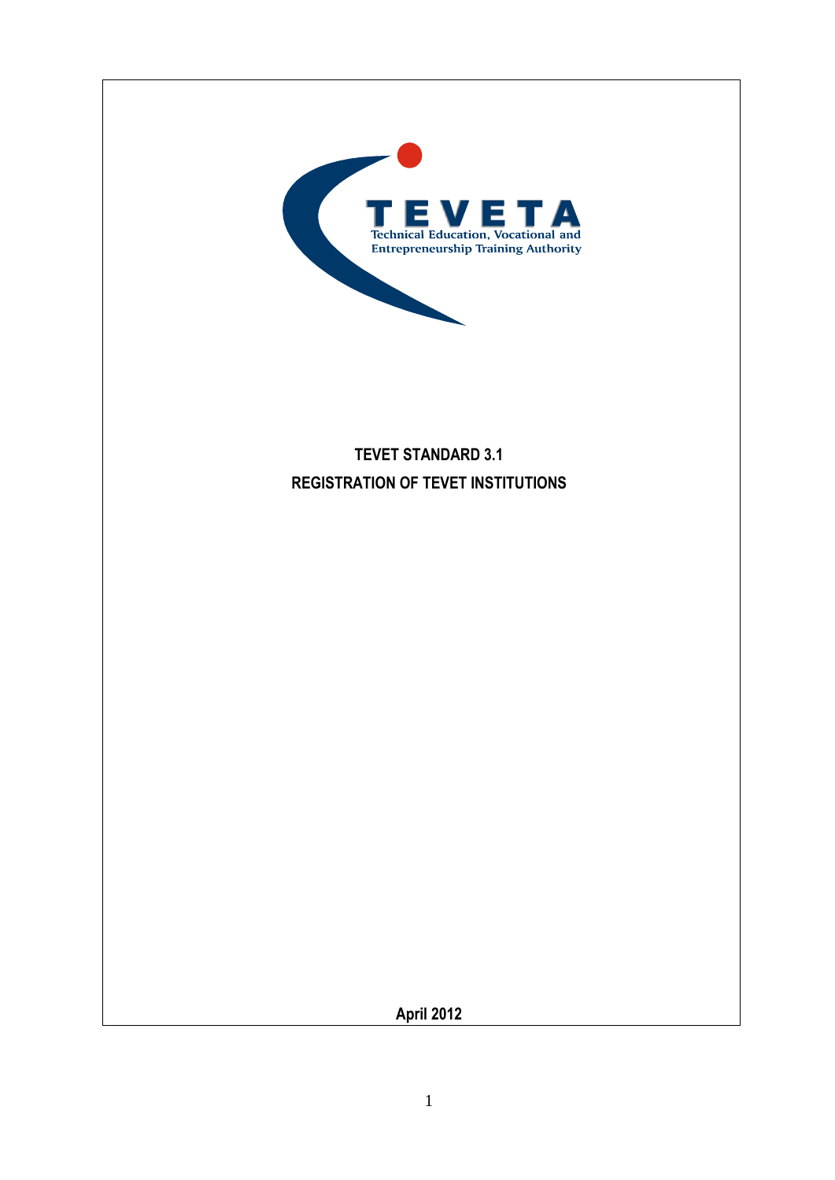TEVETA

Technical Education, Vocational and Entrepreneurship Training Authority

# TEVET STANDARD 3.1

# REGISTRATION OF TEVET INSTITUTIONS

**April 2012**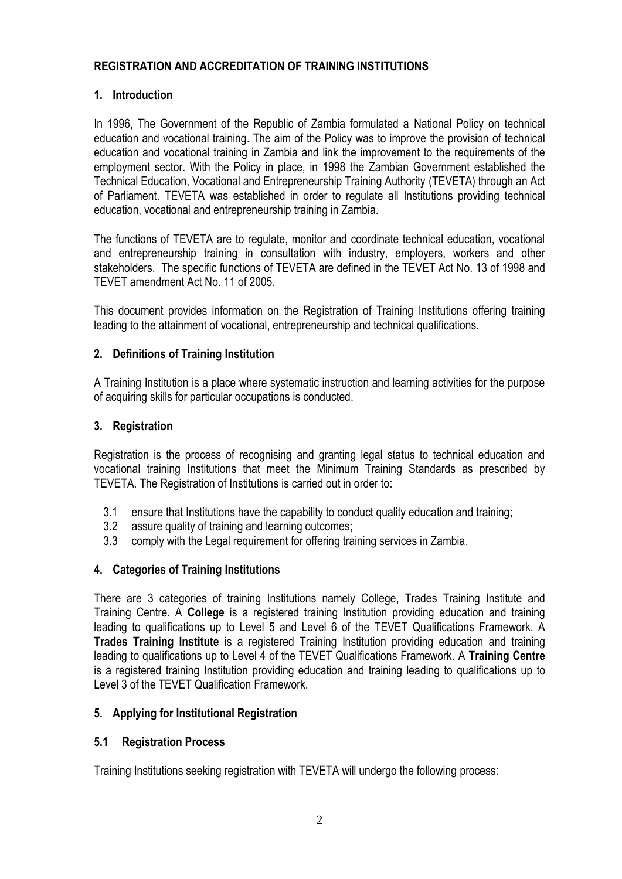# REGISTRATION AND ACCREDITATION OF TRAINING INSTITUTIONS

## 1. Introduction

In 1996, The Government of the Republic of Zambia formulated a National Policy on technical education and vocational training. The aim of the Policy was to improve the provision of technical education and vocational training in Zambia and link the improvement to the requirements of the employment sector. With the Policy in place, in 1998 the Zambian Government established the Technical Education, Vocational and Entrepreneurship Training Authority (TEVETA) through an Act of Parliament. TEVETA was established in order to regulate all Institutions providing technical education, vocational and entrepreneurship training in Zambia.

The functions of TEVETA are to regulate, monitor and coordinate technical education, vocational and entrepreneurship training in consultation with industry, employers, workers and other stakeholders. The specific functions of TEVETA are defined in the TEVET Act No. 13 of 1998 and TEVET amendment Act No. 11 of 2005.

This document provides information on the Registration of Training Institutions offering training leading to the attainment of vocational, entrepreneurship and technical qualifications.

## 2. Definitions of Training Institution

A Training Institution is a place where systematic instruction and learning activities for the purpose of acquiring skills for particular occupations is conducted.

## 3. Registration

Registration is the process of recognising and granting legal status to technical education and vocational training Institutions that meet the Minimum Training Standards as prescribed by TEVETA. The Registration of Institutions is carried out in order to:

3.1 ensure that Institutions have the capability to conduct quality education and training;
3.2 assure quality of training and learning outcomes;
3.3 comply with the Legal requirement for offering training services in Zambia.

## 4. Categories of Training Institutions

There are 3 categories of training Institutions namely College, Trades Training Institute and Training Centre. A **College** is a registered training Institution providing education and training leading to qualifications up to Level 5 and Level 6 of the TEVET Qualifications Framework. A **Trades Training Institute** is a registered Training Institution providing education and training leading to qualifications up to Level 4 of the TEVET Qualifications Framework. A **Training Centre** is a registered training Institution providing education and training leading to qualifications up to Level 3 of the TEVET Qualification Framework.

## 5. Applying for Institutional Registration

### 5.1 Registration Process

Training Institutions seeking registration with TEVETA will undergo the following process: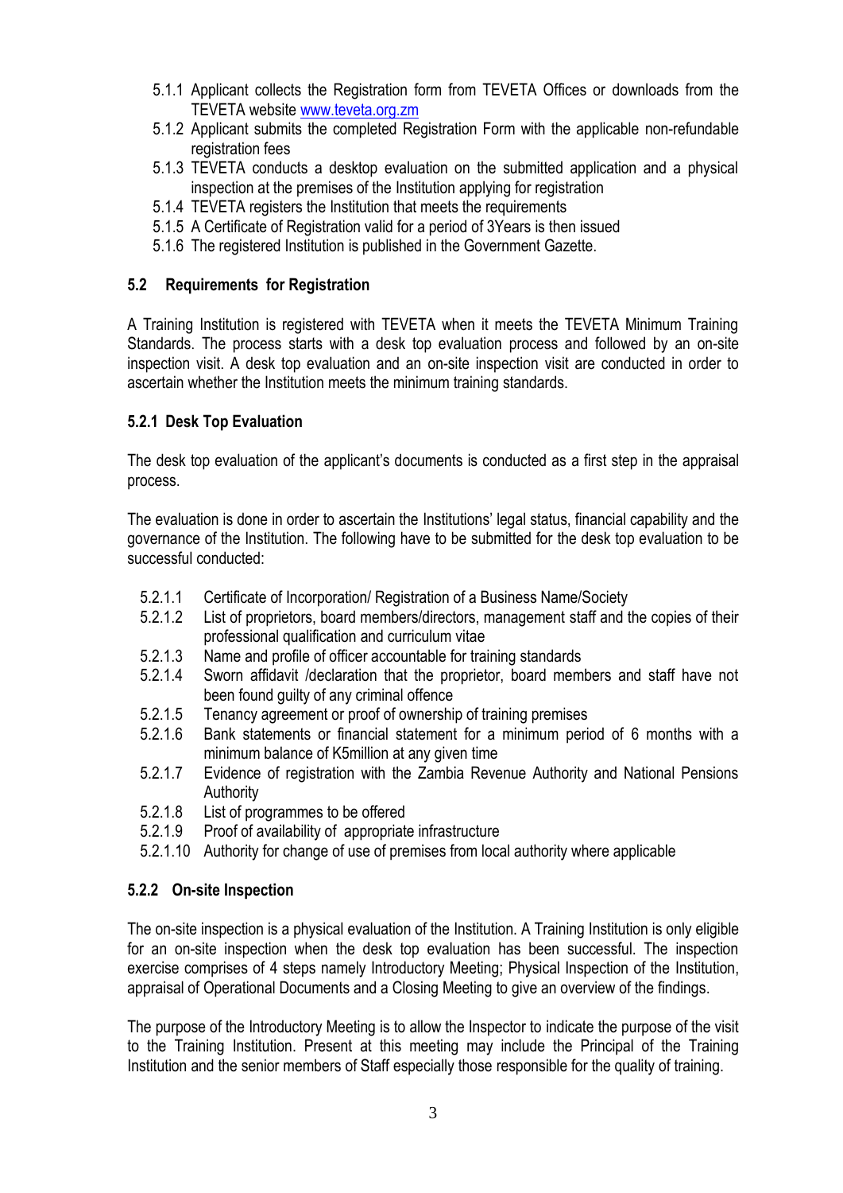5.1.1 Applicant collects the Registration form from TEVETA Offices or downloads from the TEVETA website [www.teveta.org.zm](http://www.teveta.org.zm)
5.1.2 Applicant submits the completed Registration Form with the applicable non-refundable registration fees
5.1.3 TEVETA conducts a desktop evaluation on the submitted application and a physical inspection at the premises of the Institution applying for registration
5.1.4 TEVETA registers the Institution that meets the requirements
5.1.5 A Certificate of Registration valid for a period of 3Years is then issued
5.1.6 The registered Institution is published in the Government Gazette.

### 5.2 Requirements for Registration

A Training Institution is registered with TEVETA when it meets the TEVETA Minimum Training Standards. The process starts with a desk top evaluation process and followed by an on-site inspection visit. A desk top evaluation and an on-site inspection visit are conducted in order to ascertain whether the Institution meets the minimum training standards.

#### 5.2.1 Desk Top Evaluation

The desk top evaluation of the applicant's documents is conducted as a first step in the appraisal process.

The evaluation is done in order to ascertain the Institutions' legal status, financial capability and the governance of the Institution. The following have to be submitted for the desk top evaluation to be successful conducted:

5.2.1.1 Certificate of Incorporation/ Registration of a Business Name/Society
5.2.1.2 List of proprietors, board members/directors, management staff and the copies of their professional qualification and curriculum vitae
5.2.1.3 Name and profile of officer accountable for training standards
5.2.1.4 Sworn affidavit /declaration that the proprietor, board members and staff have not been found guilty of any criminal offence
5.2.1.5 Tenancy agreement or proof of ownership of training premises
5.2.1.6 Bank statements or financial statement for a minimum period of 6 months with a minimum balance of K5million at any given time
5.2.1.7 Evidence of registration with the Zambia Revenue Authority and National Pensions Authority
5.2.1.8 List of programmes to be offered
5.2.1.9 Proof of availability of appropriate infrastructure
5.2.1.10 Authority for change of use of premises from local authority where applicable

#### 5.2.2 On-site Inspection

The on-site inspection is a physical evaluation of the Institution. A Training Institution is only eligible for an on-site inspection when the desk top evaluation has been successful. The inspection exercise comprises of 4 steps namely Introductory Meeting; Physical Inspection of the Institution, appraisal of Operational Documents and a Closing Meeting to give an overview of the findings.

The purpose of the Introductory Meeting is to allow the Inspector to indicate the purpose of the visit to the Training Institution. Present at this meeting may include the Principal of the Training Institution and the senior members of Staff especially those responsible for the quality of training.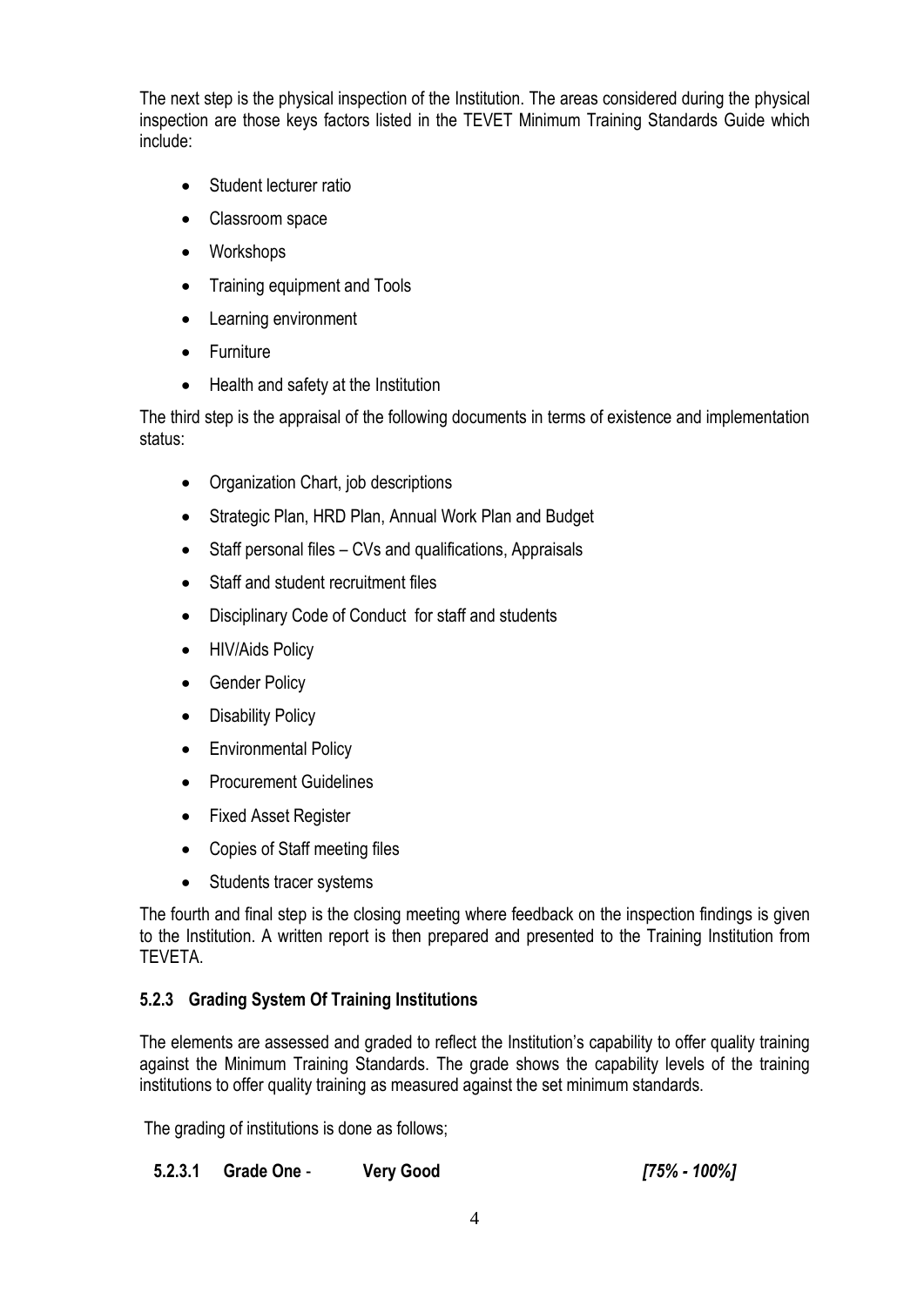The next step is the physical inspection of the Institution. The areas considered during the physical inspection are those keys factors listed in the TEVET Minimum Training Standards Guide which include:

- Student lecturer ratio
- Classroom space
- Workshops
- Training equipment and Tools
- Learning environment
- Furniture
- Health and safety at the Institution

The third step is the appraisal of the following documents in terms of existence and implementation status:

- Organization Chart, job descriptions
- Strategic Plan, HRD Plan, Annual Work Plan and Budget
- Staff personal files – CVs and qualifications, Appraisals
- Staff and student recruitment files
- Disciplinary Code of Conduct for staff and students
- HIV/Aids Policy
- Gender Policy
- Disability Policy
- Environmental Policy
- Procurement Guidelines
- Fixed Asset Register
- Copies of Staff meeting files
- Students tracer systems

The fourth and final step is the closing meeting where feedback on the inspection findings is given to the Institution. A written report is then prepared and presented to the Training Institution from TEVETA.

#### 5.2.3 Grading System Of Training Institutions

The elements are assessed and graded to reflect the Institution's capability to offer quality training against the Minimum Training Standards. The grade shows the capability levels of the training institutions to offer quality training as measured against the set minimum standards.

The grading of institutions is done as follows;

##### 5.2.3.1 Grade One - Very Good *[75% - 100%]*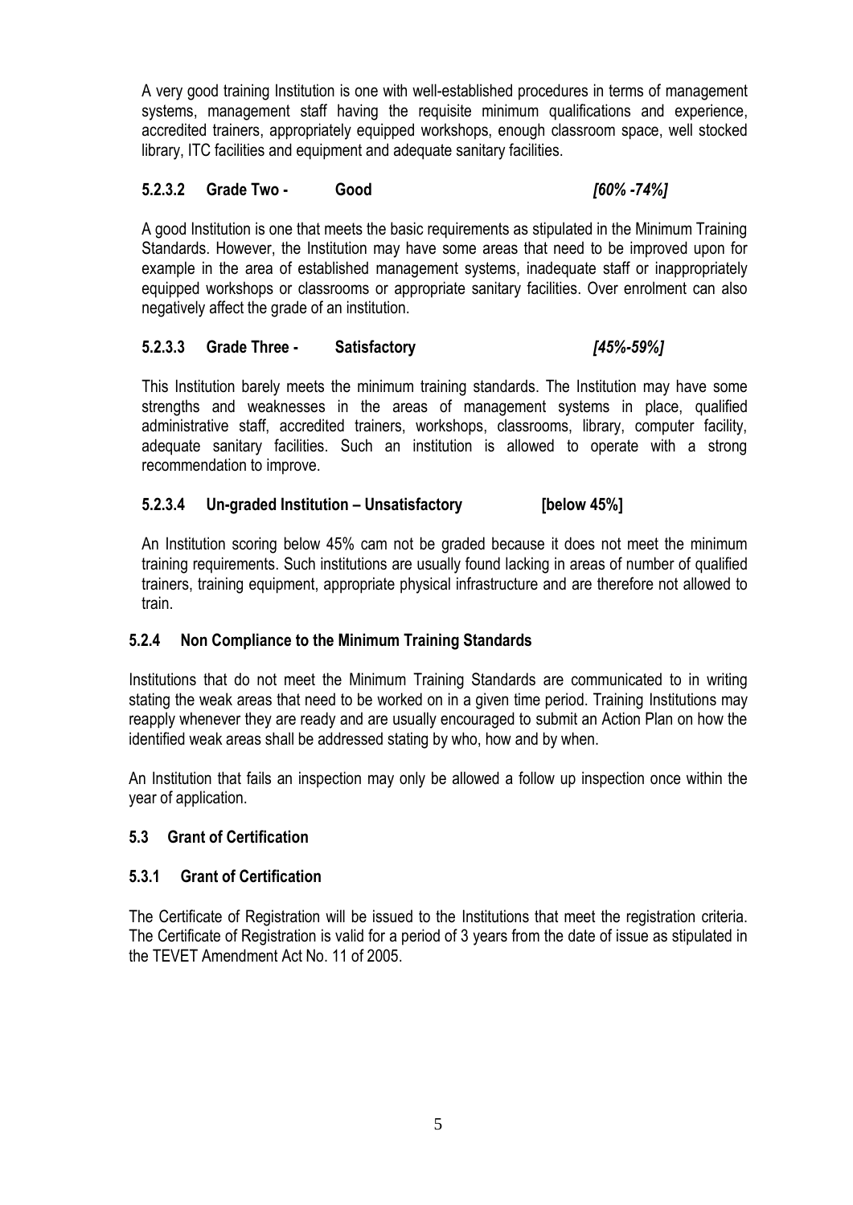A very good training Institution is one with well-established procedures in terms of management systems, management staff having the requisite minimum qualifications and experience, accredited trainers, appropriately equipped workshops, enough classroom space, well stocked library, ITC facilities and equipment and adequate sanitary facilities.

#### 5.2.3.2 Grade Two - Good *[60% -74%]*

A good Institution is one that meets the basic requirements as stipulated in the Minimum Training Standards. However, the Institution may have some areas that need to be improved upon for example in the area of established management systems, inadequate staff or inappropriately equipped workshops or classrooms or appropriate sanitary facilities. Over enrolment can also negatively affect the grade of an institution.

#### 5.2.3.3 Grade Three - Satisfactory *[45%-59%]*

This Institution barely meets the minimum training standards. The Institution may have some strengths and weaknesses in the areas of management systems in place, qualified administrative staff, accredited trainers, workshops, classrooms, library, computer facility, adequate sanitary facilities. Such an institution is allowed to operate with a strong recommendation to improve.

#### 5.2.3.4 Un-graded Institution – Unsatisfactory [below 45%]

An Institution scoring below 45% cam not be graded because it does not meet the minimum training requirements. Such institutions are usually found lacking in areas of number of qualified trainers, training equipment, appropriate physical infrastructure and are therefore not allowed to train.

### 5.2.4 Non Compliance to the Minimum Training Standards

Institutions that do not meet the Minimum Training Standards are communicated to in writing stating the weak areas that need to be worked on in a given time period. Training Institutions may reapply whenever they are ready and are usually encouraged to submit an Action Plan on how the identified weak areas shall be addressed stating by who, how and by when.

An Institution that fails an inspection may only be allowed a follow up inspection once within the year of application.

## 5.3 Grant of Certification

### 5.3.1 Grant of Certification

The Certificate of Registration will be issued to the Institutions that meet the registration criteria. The Certificate of Registration is valid for a period of 3 years from the date of issue as stipulated in the TEVET Amendment Act No. 11 of 2005.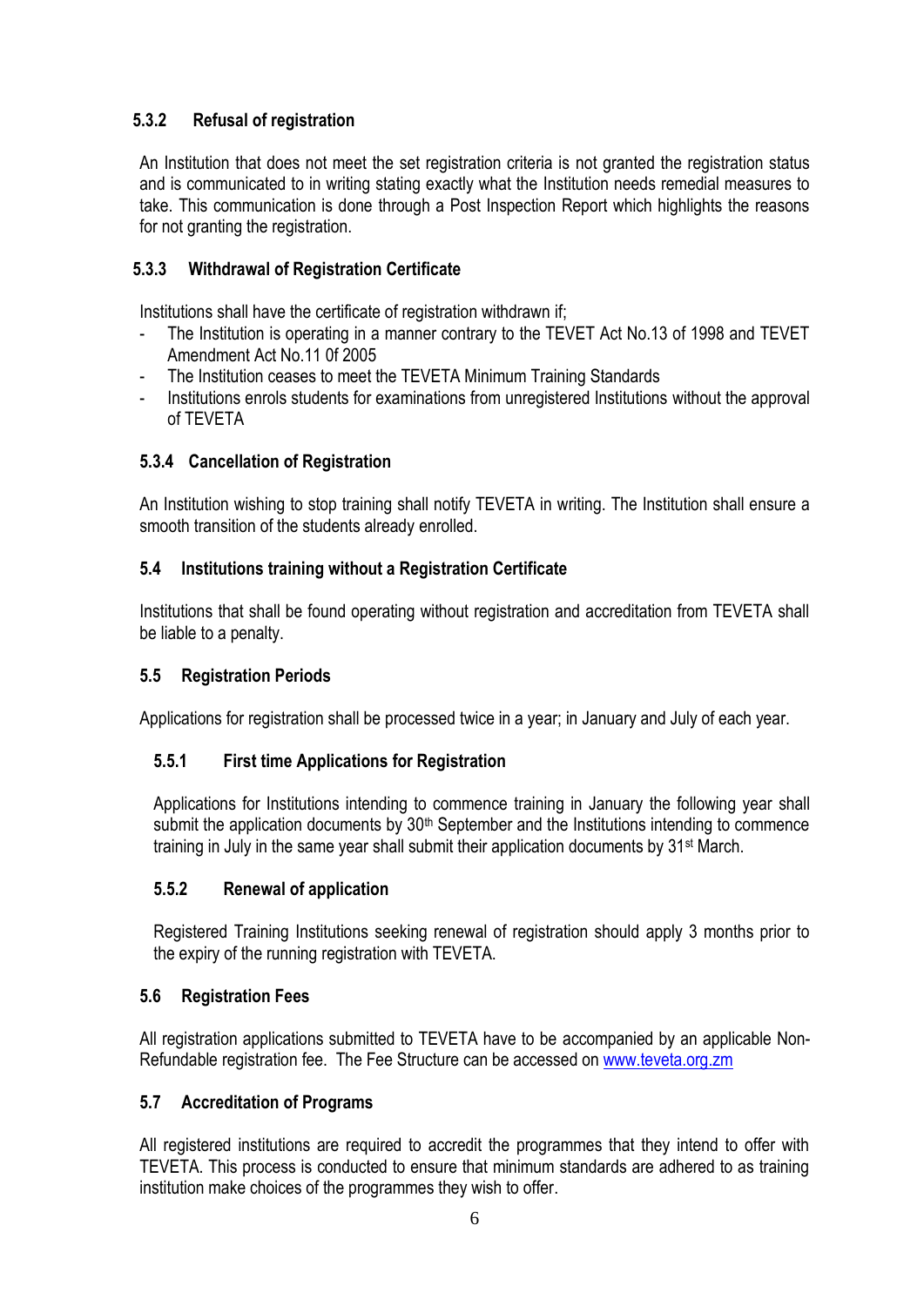#### 5.3.2 Refusal of registration

An Institution that does not meet the set registration criteria is not granted the registration status and is communicated to in writing stating exactly what the Institution needs remedial measures to take. This communication is done through a Post Inspection Report which highlights the reasons for not granting the registration.

#### 5.3.3 Withdrawal of Registration Certificate

Institutions shall have the certificate of registration withdrawn if;

- The Institution is operating in a manner contrary to the TEVET Act No.13 of 1998 and TEVET Amendment Act No.11 0f 2005
- The Institution ceases to meet the TEVETA Minimum Training Standards
- Institutions enrols students for examinations from unregistered Institutions without the approval of TEVETA

#### 5.3.4 Cancellation of Registration

An Institution wishing to stop training shall notify TEVETA in writing. The Institution shall ensure a smooth transition of the students already enrolled.

### 5.4 Institutions training without a Registration Certificate

Institutions that shall be found operating without registration and accreditation from TEVETA shall be liable to a penalty.

### 5.5 Registration Periods

Applications for registration shall be processed twice in a year; in January and July of each year.

#### 5.5.1 First time Applications for Registration

Applications for Institutions intending to commence training in January the following year shall submit the application documents by 30th September and the Institutions intending to commence training in July in the same year shall submit their application documents by 31st March.

#### 5.5.2 Renewal of application

Registered Training Institutions seeking renewal of registration should apply 3 months prior to the expiry of the running registration with TEVETA.

### 5.6 Registration Fees

All registration applications submitted to TEVETA have to be accompanied by an applicable Non-Refundable registration fee. The Fee Structure can be accessed on [www.teveta.org.zm](http://www.teveta.org.zm)

### 5.7 Accreditation of Programs

All registered institutions are required to accredit the programmes that they intend to offer with TEVETA. This process is conducted to ensure that minimum standards are adhered to as training institution make choices of the programmes they wish to offer.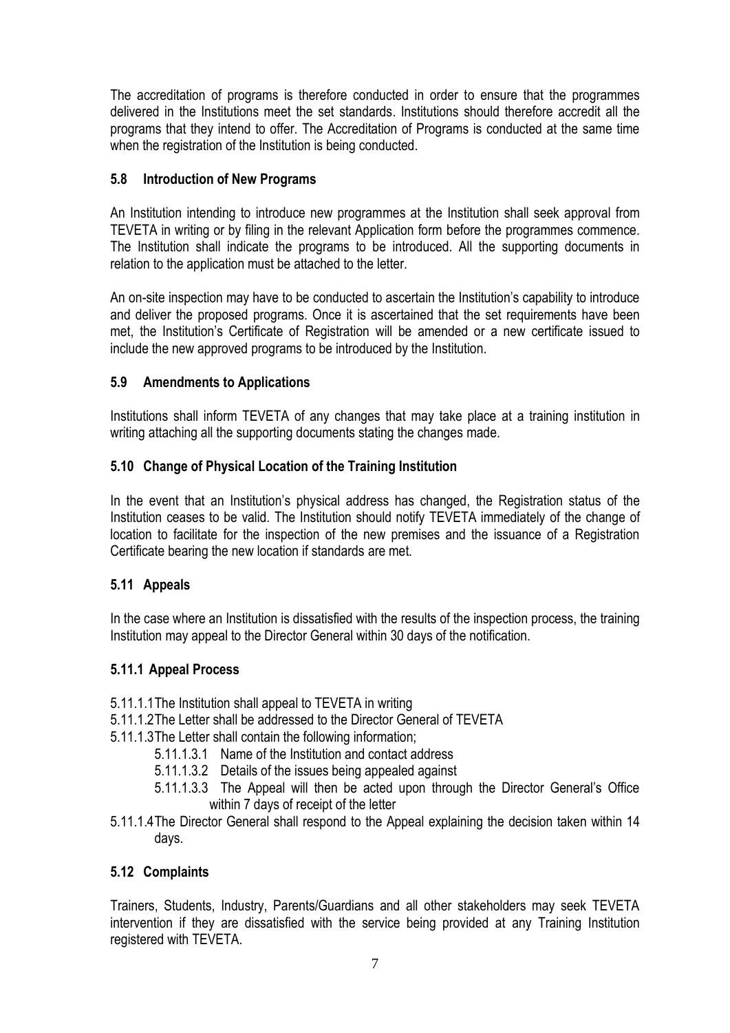The accreditation of programs is therefore conducted in order to ensure that the programmes delivered in the Institutions meet the set standards. Institutions should therefore accredit all the programs that they intend to offer. The Accreditation of Programs is conducted at the same time when the registration of the Institution is being conducted.

### 5.8 Introduction of New Programs

An Institution intending to introduce new programmes at the Institution shall seek approval from TEVETA in writing or by filing in the relevant Application form before the programmes commence. The Institution shall indicate the programs to be introduced. All the supporting documents in relation to the application must be attached to the letter.

An on-site inspection may have to be conducted to ascertain the Institution's capability to introduce and deliver the proposed programs. Once it is ascertained that the set requirements have been met, the Institution's Certificate of Registration will be amended or a new certificate issued to include the new approved programs to be introduced by the Institution.

### 5.9 Amendments to Applications

Institutions shall inform TEVETA of any changes that may take place at a training institution in writing attaching all the supporting documents stating the changes made.

### 5.10 Change of Physical Location of the Training Institution

In the event that an Institution's physical address has changed, the Registration status of the Institution ceases to be valid. The Institution should notify TEVETA immediately of the change of location to facilitate for the inspection of the new premises and the issuance of a Registration Certificate bearing the new location if standards are met.

### 5.11 Appeals

In the case where an Institution is dissatisfied with the results of the inspection process, the training Institution may appeal to the Director General within 30 days of the notification.

#### 5.11.1 Appeal Process

- 5.11.1.1 The Institution shall appeal to TEVETA in writing
- 5.11.1.2 The Letter shall be addressed to the Director General of TEVETA
- 5.11.1.3 The Letter shall contain the following information;
  - 5.11.1.3.1 Name of the Institution and contact address
  - 5.11.1.3.2 Details of the issues being appealed against
  - 5.11.1.3.3 The Appeal will then be acted upon through the Director General's Office within 7 days of receipt of the letter
- 5.11.1.4 The Director General shall respond to the Appeal explaining the decision taken within 14 days.

### 5.12 Complaints

Trainers, Students, Industry, Parents/Guardians and all other stakeholders may seek TEVETA intervention if they are dissatisfied with the service being provided at any Training Institution registered with TEVETA.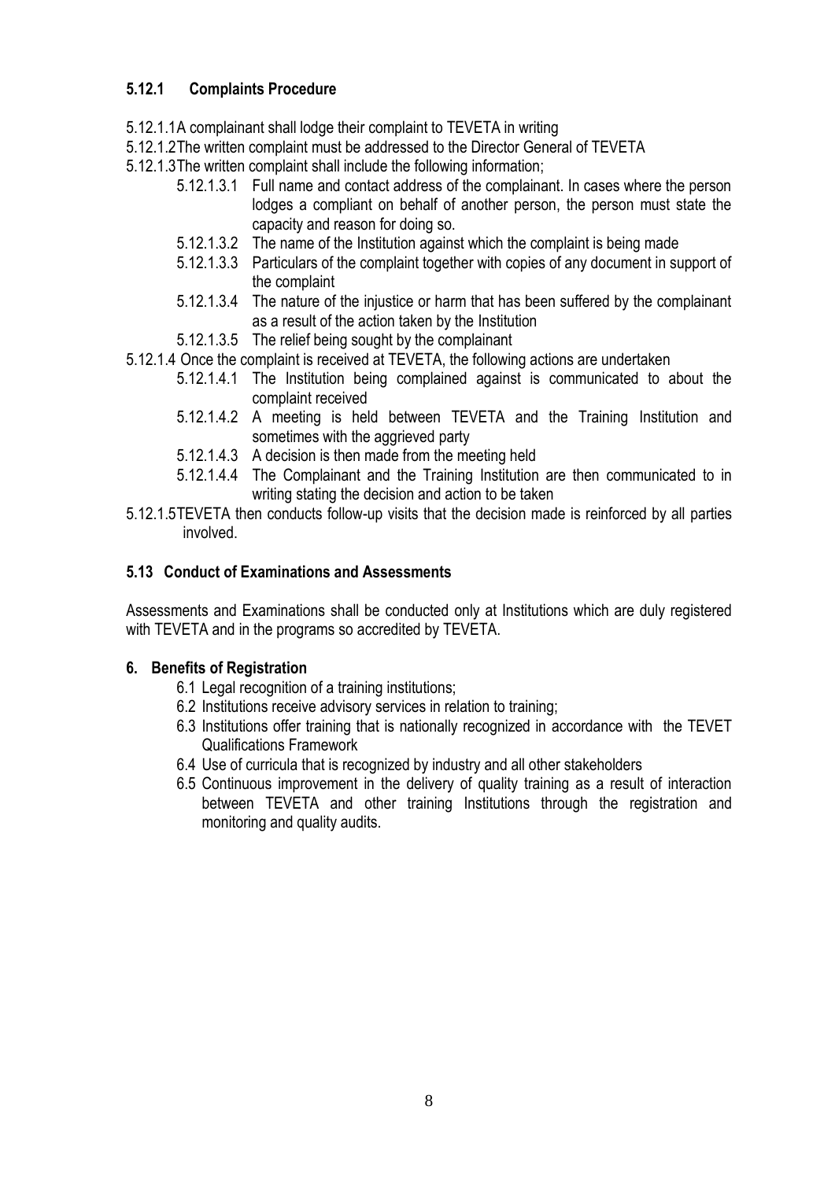### 5.12.1 Complaints Procedure

5.12.1.1 A complainant shall lodge their complaint to TEVETA in writing

5.12.1.2 The written complaint must be addressed to the Director General of TEVETA

5.12.1.3 The written complaint shall include the following information;

- 5.12.1.3.1 Full name and contact address of the complainant. In cases where the person lodges a compliant on behalf of another person, the person must state the capacity and reason for doing so.
- 5.12.1.3.2 The name of the Institution against which the complaint is being made
- 5.12.1.3.3 Particulars of the complaint together with copies of any document in support of the complaint
- 5.12.1.3.4 The nature of the injustice or harm that has been suffered by the complainant as a result of the action taken by the Institution
- 5.12.1.3.5 The relief being sought by the complainant

5.12.1.4 Once the complaint is received at TEVETA, the following actions are undertaken

- 5.12.1.4.1 The Institution being complained against is communicated to about the complaint received
- 5.12.1.4.2 A meeting is held between TEVETA and the Training Institution and sometimes with the aggrieved party
- 5.12.1.4.3 A decision is then made from the meeting held
- 5.12.1.4.4 The Complainant and the Training Institution are then communicated to in writing stating the decision and action to be taken

5.12.1.5 TEVETA then conducts follow-up visits that the decision made is reinforced by all parties involved.

### 5.13 Conduct of Examinations and Assessments

Assessments and Examinations shall be conducted only at Institutions which are duly registered with TEVETA and in the programs so accredited by TEVETA.

## 6. Benefits of Registration

- 6.1 Legal recognition of a training institutions;
- 6.2 Institutions receive advisory services in relation to training;
- 6.3 Institutions offer training that is nationally recognized in accordance with the TEVET Qualifications Framework
- 6.4 Use of curricula that is recognized by industry and all other stakeholders
- 6.5 Continuous improvement in the delivery of quality training as a result of interaction between TEVETA and other training Institutions through the registration and monitoring and quality audits.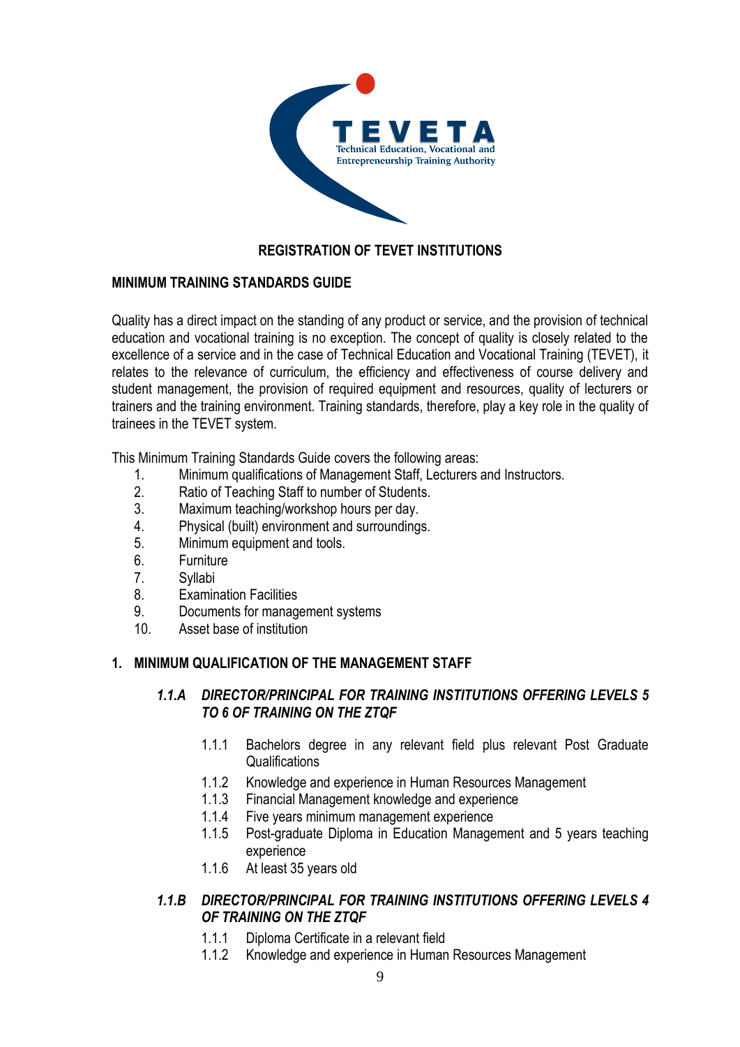TEVETA
Technical Education, Vocational and Entrepreneurship Training Authority

# REGISTRATION OF TEVET INSTITUTIONS

## MINIMUM TRAINING STANDARDS GUIDE

Quality has a direct impact on the standing of any product or service, and the provision of technical education and vocational training is no exception. The concept of quality is closely related to the excellence of a service and in the case of Technical Education and Vocational Training (TEVET), it relates to the relevance of curriculum, the efficiency and effectiveness of course delivery and student management, the provision of required equipment and resources, quality of lecturers or trainers and the training environment. Training standards, therefore, play a key role in the quality of trainees in the TEVET system.

This Minimum Training Standards Guide covers the following areas:

1. Minimum qualifications of Management Staff, Lecturers and Instructors.
2. Ratio of Teaching Staff to number of Students.
3. Maximum teaching/workshop hours per day.
4. Physical (built) environment and surroundings.
5. Minimum equipment and tools.
6. Furniture
7. Syllabi
8. Examination Facilities
9. Documents for management systems
10. Asset base of institution

## 1. MINIMUM QUALIFICATION OF THE MANAGEMENT STAFF

### *1.1.A DIRECTOR/PRINCIPAL FOR TRAINING INSTITUTIONS OFFERING LEVELS 5 TO 6 OF TRAINING ON THE ZTQF*

- 1.1.1 Bachelors degree in any relevant field plus relevant Post Graduate Qualifications
- 1.1.2 Knowledge and experience in Human Resources Management
- 1.1.3 Financial Management knowledge and experience
- 1.1.4 Five years minimum management experience
- 1.1.5 Post-graduate Diploma in Education Management and 5 years teaching experience
- 1.1.6 At least 35 years old

### *1.1.B DIRECTOR/PRINCIPAL FOR TRAINING INSTITUTIONS OFFERING LEVELS 4 OF TRAINING ON THE ZTQF*

- 1.1.1 Diploma Certificate in a relevant field
- 1.1.2 Knowledge and experience in Human Resources Management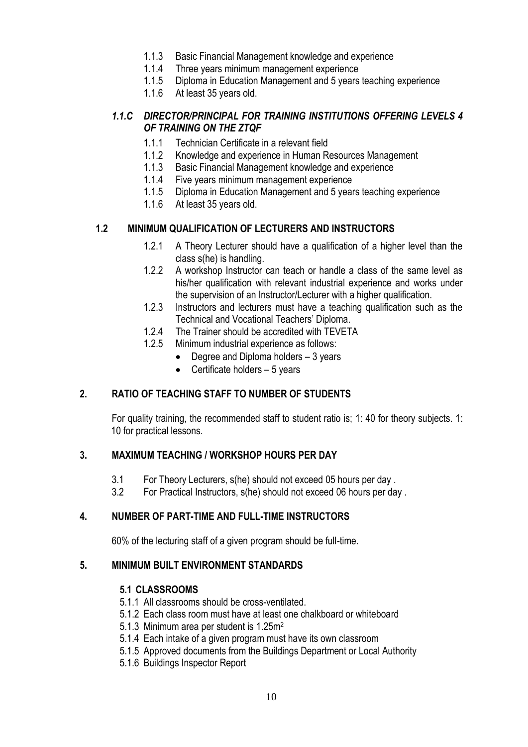1.1.3 Basic Financial Management knowledge and experience
1.1.4 Three years minimum management experience
1.1.5 Diploma in Education Management and 5 years teaching experience
1.1.6 At least 35 years old.

### *1.1.C DIRECTOR/PRINCIPAL FOR TRAINING INSTITUTIONS OFFERING LEVELS 4 OF TRAINING ON THE ZTQF*

1.1.1 Technician Certificate in a relevant field
1.1.2 Knowledge and experience in Human Resources Management
1.1.3 Basic Financial Management knowledge and experience
1.1.4 Five years minimum management experience
1.1.5 Diploma in Education Management and 5 years teaching experience
1.1.6 At least 35 years old.

### 1.2 MINIMUM QUALIFICATION OF LECTURERS AND INSTRUCTORS

1.2.1 A Theory Lecturer should have a qualification of a higher level than the class s(he) is handling.
1.2.2 A workshop Instructor can teach or handle a class of the same level as his/her qualification with relevant industrial experience and works under the supervision of an Instructor/Lecturer with a higher qualification.
1.2.3 Instructors and lecturers must have a teaching qualification such as the Technical and Vocational Teachers' Diploma.
1.2.4 The Trainer should be accredited with TEVETA
1.2.5 Minimum industrial experience as follows:

- Degree and Diploma holders – 3 years
- Certificate holders – 5 years

## 2. RATIO OF TEACHING STAFF TO NUMBER OF STUDENTS

For quality training, the recommended staff to student ratio is; 1: 40 for theory subjects. 1: 10 for practical lessons.

## 3. MAXIMUM TEACHING / WORKSHOP HOURS PER DAY

3.1 For Theory Lecturers, s(he) should not exceed 05 hours per day .
3.2 For Practical Instructors, s(he) should not exceed 06 hours per day .

## 4. NUMBER OF PART-TIME AND FULL-TIME INSTRUCTORS

60% of the lecturing staff of a given program should be full-time.

## 5. MINIMUM BUILT ENVIRONMENT STANDARDS

### 5.1 CLASSROOMS

5.1.1 All classrooms should be cross-ventilated.
5.1.2 Each class room must have at least one chalkboard or whiteboard
5.1.3 Minimum area per student is 1.25m$^2$
5.1.4 Each intake of a given program must have its own classroom
5.1.5 Approved documents from the Buildings Department or Local Authority
5.1.6 Buildings Inspector Report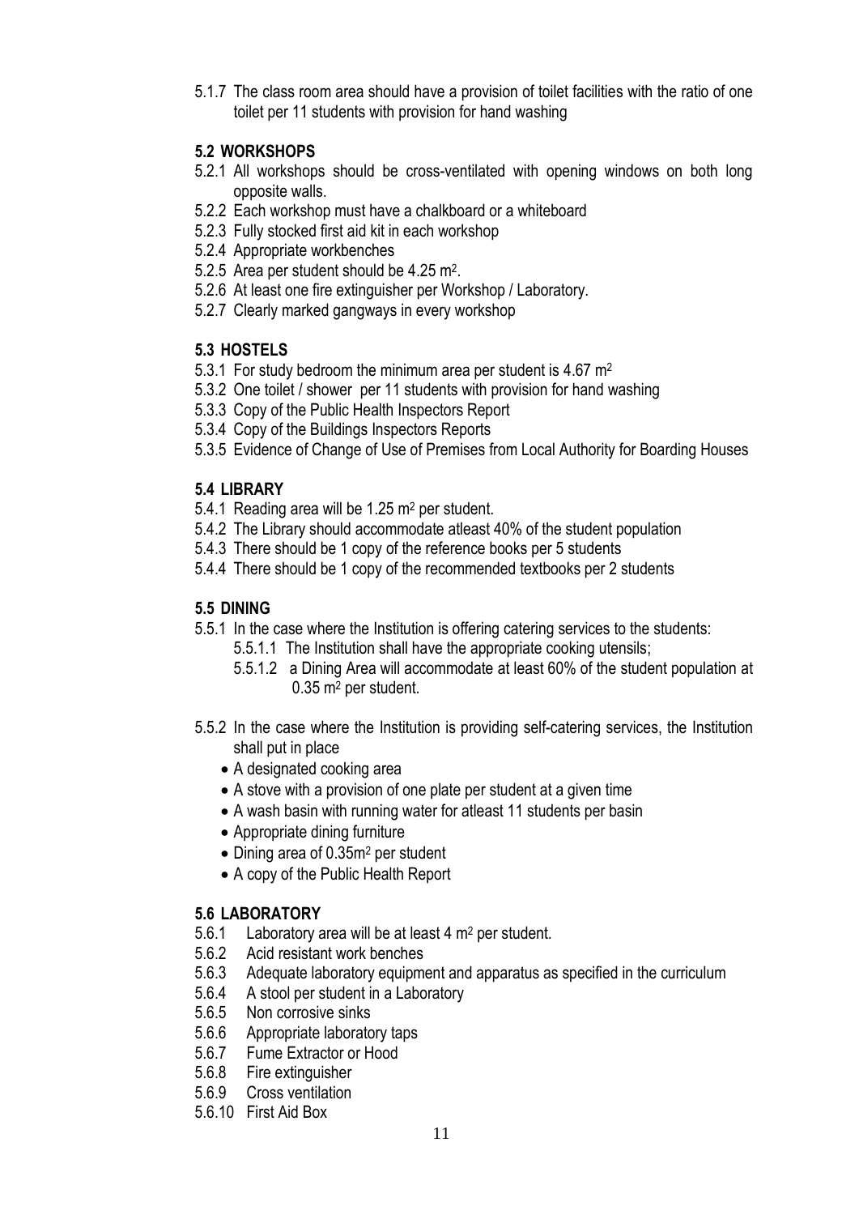5.1.7 The class room area should have a provision of toilet facilities with the ratio of one toilet per 11 students with provision for hand washing

**5.2 WORKSHOPS**

5.2.1 All workshops should be cross-ventilated with opening windows on both long opposite walls.
5.2.2 Each workshop must have a chalkboard or a whiteboard
5.2.3 Fully stocked first aid kit in each workshop
5.2.4 Appropriate workbenches
5.2.5 Area per student should be 4.25 $m^2$.
5.2.6 At least one fire extinguisher per Workshop / Laboratory.
5.2.7 Clearly marked gangways in every workshop

**5.3 HOSTELS**

5.3.1 For study bedroom the minimum area per student is 4.67 $m^2$
5.3.2 One toilet / shower per 11 students with provision for hand washing
5.3.3 Copy of the Public Health Inspectors Report
5.3.4 Copy of the Buildings Inspectors Reports
5.3.5 Evidence of Change of Use of Premises from Local Authority for Boarding Houses

**5.4 LIBRARY**

5.4.1 Reading area will be 1.25 $m^2$ per student.
5.4.2 The Library should accommodate atleast 40% of the student population
5.4.3 There should be 1 copy of the reference books per 5 students
5.4.4 There should be 1 copy of the recommended textbooks per 2 students

**5.5 DINING**

5.5.1 In the case where the Institution is offering catering services to the students:
  5.5.1.1 The Institution shall have the appropriate cooking utensils;
  5.5.1.2 a Dining Area will accommodate at least 60% of the student population at 0.35 $m^2$ per student.

5.5.2 In the case where the Institution is providing self-catering services, the Institution shall put in place

- A designated cooking area
- A stove with a provision of one plate per student at a given time
- A wash basin with running water for atleast 11 students per basin
- Appropriate dining furniture
- Dining area of 0.35$m^2$ per student
- A copy of the Public Health Report

**5.6 LABORATORY**

5.6.1 Laboratory area will be at least 4 $m^2$ per student.
5.6.2 Acid resistant work benches
5.6.3 Adequate laboratory equipment and apparatus as specified in the curriculum
5.6.4 A stool per student in a Laboratory
5.6.5 Non corrosive sinks
5.6.6 Appropriate laboratory taps
5.6.7 Fume Extractor or Hood
5.6.8 Fire extinguisher
5.6.9 Cross ventilation
5.6.10 First Aid Box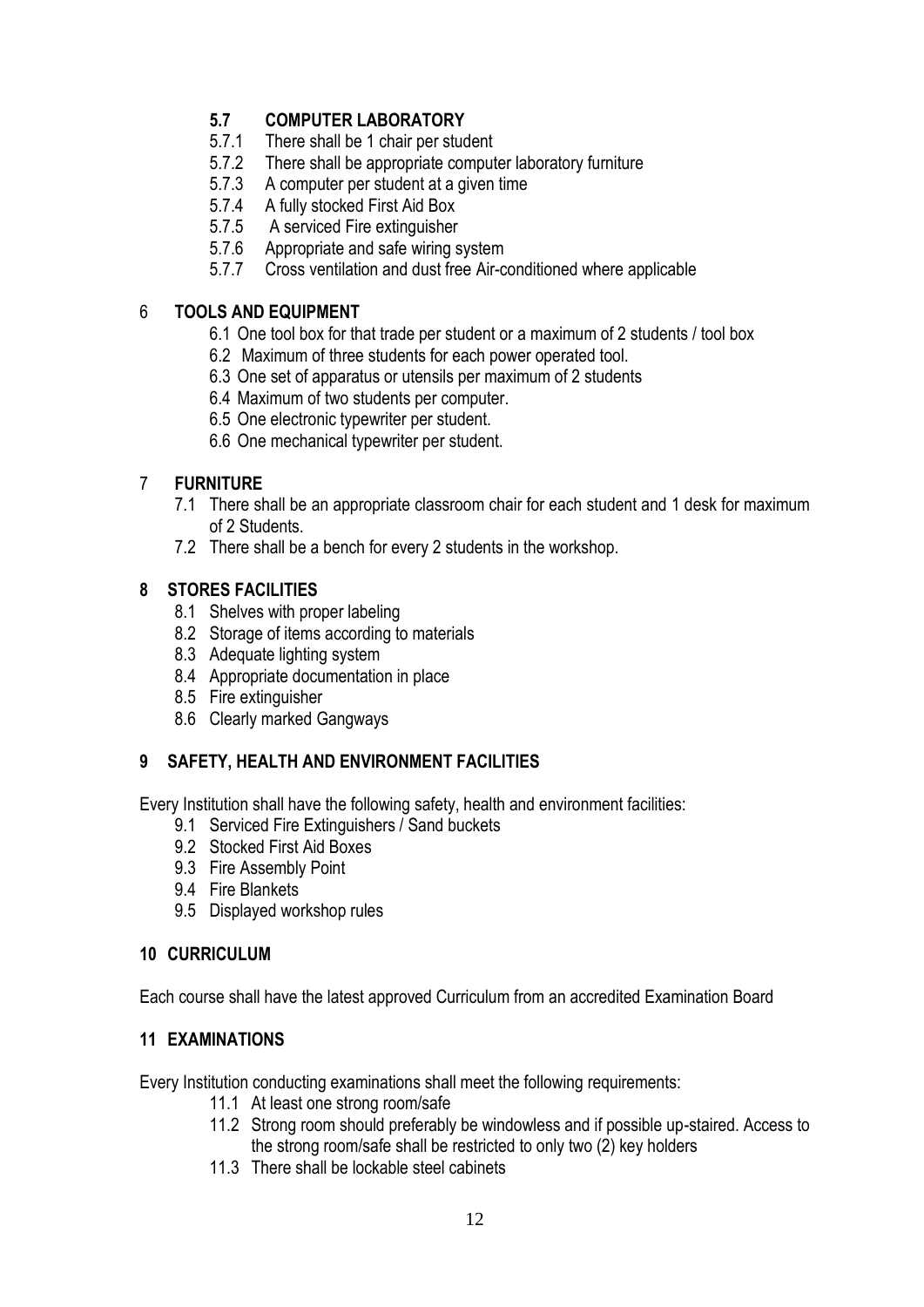### 5.7 COMPUTER LABORATORY

- 5.7.1 There shall be 1 chair per student
- 5.7.2 There shall be appropriate computer laboratory furniture
- 5.7.3 A computer per student at a given time
- 5.7.4 A fully stocked First Aid Box
- 5.7.5 A serviced Fire extinguisher
- 5.7.6 Appropriate and safe wiring system
- 5.7.7 Cross ventilation and dust free Air-conditioned where applicable

## 6 TOOLS AND EQUIPMENT

- 6.1 One tool box for that trade per student or a maximum of 2 students / tool box
- 6.2 Maximum of three students for each power operated tool.
- 6.3 One set of apparatus or utensils per maximum of 2 students
- 6.4 Maximum of two students per computer.
- 6.5 One electronic typewriter per student.
- 6.6 One mechanical typewriter per student.

## 7 FURNITURE

- 7.1 There shall be an appropriate classroom chair for each student and 1 desk for maximum of 2 Students.
- 7.2 There shall be a bench for every 2 students in the workshop.

## 8 STORES FACILITIES

- 8.1 Shelves with proper labeling
- 8.2 Storage of items according to materials
- 8.3 Adequate lighting system
- 8.4 Appropriate documentation in place
- 8.5 Fire extinguisher
- 8.6 Clearly marked Gangways

## 9 SAFETY, HEALTH AND ENVIRONMENT FACILITIES

Every Institution shall have the following safety, health and environment facilities:

- 9.1 Serviced Fire Extinguishers / Sand buckets
- 9.2 Stocked First Aid Boxes
- 9.3 Fire Assembly Point
- 9.4 Fire Blankets
- 9.5 Displayed workshop rules

## 10 CURRICULUM

Each course shall have the latest approved Curriculum from an accredited Examination Board

## 11 EXAMINATIONS

Every Institution conducting examinations shall meet the following requirements:

- 11.1 At least one strong room/safe
- 11.2 Strong room should preferably be windowless and if possible up-staired. Access to the strong room/safe shall be restricted to only two (2) key holders
- 11.3 There shall be lockable steel cabinets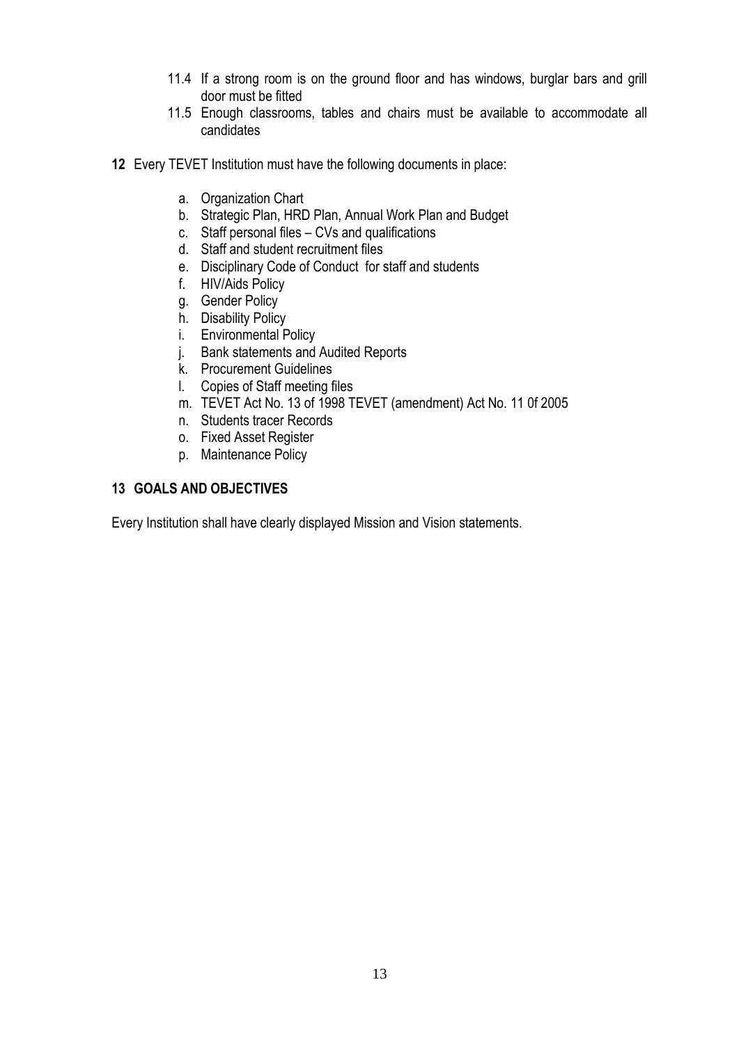11.4 If a strong room is on the ground floor and has windows, burglar bars and grill door must be fitted

11.5 Enough classrooms, tables and chairs must be available to accommodate all candidates

**12** Every TEVET Institution must have the following documents in place:

a. Organization Chart
b. Strategic Plan, HRD Plan, Annual Work Plan and Budget
c. Staff personal files – CVs and qualifications
d. Staff and student recruitment files
e. Disciplinary Code of Conduct for staff and students
f. HIV/Aids Policy
g. Gender Policy
h. Disability Policy
i. Environmental Policy
j. Bank statements and Audited Reports
k. Procurement Guidelines
l. Copies of Staff meeting files
m. TEVET Act No. 13 of 1998 TEVET (amendment) Act No. 11 0f 2005
n. Students tracer Records
o. Fixed Asset Register
p. Maintenance Policy

## 13 GOALS AND OBJECTIVES

Every Institution shall have clearly displayed Mission and Vision statements.